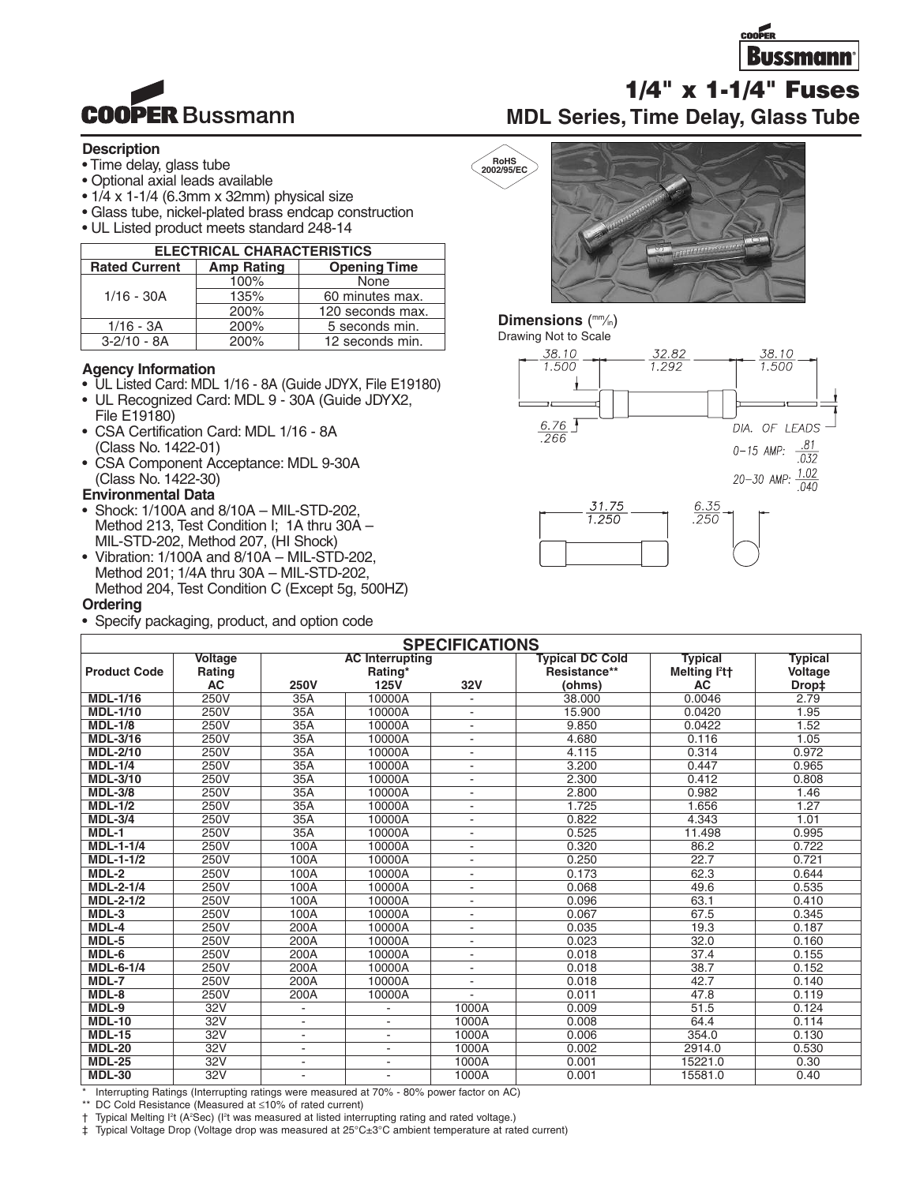# 1/4" x 1-1/4" Fuses

## MDL Series, Time Delay, Glass Tube

### Description

- Time delay, glass tube
- Optional axial leads available
- 1/4 x 1-1/4 (6.3mm x 32mm) physical size
- Glass tube, nickel-plated brass endcap construction
- UL Listed product meets standard 248-14

| ELECTRICAL CHARACTERISTICS | | |
|---|---|---|
| **Rated Current** | **Amp Rating** | **Opening Time** |
| 1/16 - 30A | 100% | None |
| | 135% | 60 minutes max. |
| | 200% | 120 seconds max. |
| 1/16 - 3A | 200% | 5 seconds min. |
| 3-2/10 - 8A | 200% | 12 seconds min. |

RoHS 2002/95/EC

### Dimensions (mm/in)

Drawing Not to Scale

38.10 / 1.500 — 32.82 / 1.292 — 38.10 / 1.500

6.76 / .266

DIA. OF LEADS
0–15 AMP: .81 / .032
20–30 AMP: 1.02 / .040

31.75 / 1.250 — 6.35 / .250

### Agency Information

- UL Listed Card: MDL 1/16 - 8A (Guide JDYX, File E19180)
- UL Recognized Card: MDL 9 - 30A (Guide JDYX2, File E19180)
- CSA Certification Card: MDL 1/16 - 8A (Class No. 1422-01)
- CSA Component Acceptance: MDL 9-30A (Class No. 1422-30)

### Environmental Data

- Shock: 1/100A and 8/10A – MIL-STD-202, Method 213, Test Condition I; 1A thru 30A – MIL-STD-202, Method 207, (HI Shock)
- Vibration: 1/100A and 8/10A – MIL-STD-202, Method 201; 1/4A thru 30A – MIL-STD-202, Method 204, Test Condition C (Except 5g, 500HZ)

### Ordering

- Specify packaging, product, and option code

### SPECIFICATIONS

| Product Code | Voltage Rating AC | AC Interrupting Rating* 250V | AC Interrupting Rating* 125V | AC Interrupting Rating* 32V | Typical DC Cold Resistance** (ohms) | Typical Melting I²t† AC | Typical Voltage Drop‡ |
|---|---|---|---|---|---|---|---|
| **MDL-1/16** | 250V | 35A | 10000A | - | 38.000 | 0.0046 | 2.79 |
| **MDL-1/10** | 250V | 35A | 10000A | - | 15.900 | 0.0420 | 1.95 |
| **MDL-1/8** | 250V | 35A | 10000A | - | 9.850 | 0.0422 | 1.52 |
| **MDL-3/16** | 250V | 35A | 10000A | - | 4.680 | 0.116 | 1.05 |
| **MDL-2/10** | 250V | 35A | 10000A | - | 4.115 | 0.314 | 0.972 |
| **MDL-1/4** | 250V | 35A | 10000A | - | 3.200 | 0.447 | 0.965 |
| **MDL-3/10** | 250V | 35A | 10000A | - | 2.300 | 0.412 | 0.808 |
| **MDL-3/8** | 250V | 35A | 10000A | - | 2.800 | 0.982 | 1.46 |
| **MDL-1/2** | 250V | 35A | 10000A | - | 1.725 | 1.656 | 1.27 |
| **MDL-3/4** | 250V | 35A | 10000A | - | 0.822 | 4.343 | 1.01 |
| **MDL-1** | 250V | 35A | 10000A | - | 0.525 | 11.498 | 0.995 |
| **MDL-1-1/4** | 250V | 100A | 10000A | - | 0.320 | 86.2 | 0.722 |
| **MDL-1-1/2** | 250V | 100A | 10000A | - | 0.250 | 22.7 | 0.721 |
| **MDL-2** | 250V | 100A | 10000A | - | 0.173 | 62.3 | 0.644 |
| **MDL-2-1/4** | 250V | 100A | 10000A | - | 0.068 | 49.6 | 0.535 |
| **MDL-2-1/2** | 250V | 100A | 10000A | - | 0.096 | 63.1 | 0.410 |
| **MDL-3** | 250V | 100A | 10000A | - | 0.067 | 67.5 | 0.345 |
| **MDL-4** | 250V | 200A | 10000A | - | 0.035 | 19.3 | 0.187 |
| **MDL-5** | 250V | 200A | 10000A | - | 0.023 | 32.0 | 0.160 |
| **MDL-6** | 250V | 200A | 10000A | - | 0.018 | 37.4 | 0.155 |
| **MDL-6-1/4** | 250V | 200A | 10000A | - | 0.018 | 38.7 | 0.152 |
| **MDL-7** | 250V | 200A | 10000A | - | 0.018 | 42.7 | 0.140 |
| **MDL-8** | 250V | 200A | 10000A | - | 0.011 | 47.8 | 0.119 |
| **MDL-9** | 32V | - | - | 1000A | 0.009 | 51.5 | 0.124 |
| **MDL-10** | 32V | - | - | 1000A | 0.008 | 64.4 | 0.114 |
| **MDL-15** | 32V | - | - | 1000A | 0.006 | 354.0 | 0.130 |
| **MDL-20** | 32V | - | - | 1000A | 0.002 | 2914.0 | 0.530 |
| **MDL-25** | 32V | - | - | 1000A | 0.001 | 15221.0 | 0.30 |
| **MDL-30** | 32V | - | - | 1000A | 0.001 | 15581.0 | 0.40 |

\* Interrupting Ratings (Interrupting ratings were measured at 70% - 80% power factor on AC)

\*\* DC Cold Resistance (Measured at ≤10% of rated current)

† Typical Melting I²t (A²Sec) (I²t was measured at listed interrupting rating and rated voltage.)

‡ Typical Voltage Drop (Voltage drop was measured at 25°C±3°C ambient temperature at rated current)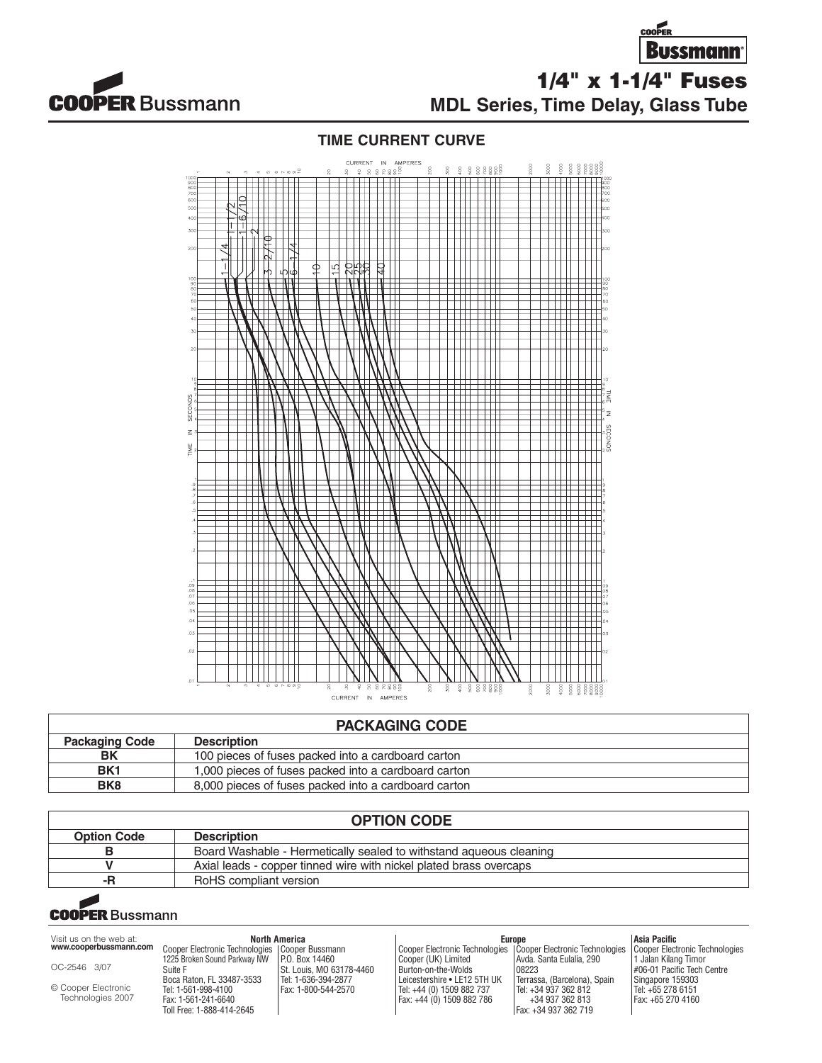# 1/4" x 1-1/4" Fuses

## MDL Series, Time Delay, Glass Tube

### TIME CURRENT CURVE

CURRENT IN AMPERES

TIME IN SECONDS

1-1/4
1-1/2
1-6/10
2
3-2/10
3
5
6-1/4
10
15
20
25
30
40

| PACKAGING CODE | |
|---|---|
| **Packaging Code** | **Description** |
| **BK** | 100 pieces of fuses packed into a cardboard carton |
| **BK1** | 1,000 pieces of fuses packed into a cardboard carton |
| **BK8** | 8,000 pieces of fuses packed into a cardboard carton |

| OPTION CODE | |
|---|---|
| **Option Code** | **Description** |
| **B** | Board Washable - Hermetically sealed to withstand aqueous cleaning |
| **V** | Axial leads - copper tinned wire with nickel plated brass overcaps |
| **-R** | RoHS compliant version |

Visit us on the web at:
**www.cooperbussmann.com**

OC-2546 3/07

© Cooper Electronic Technologies 2007

**North America**

Cooper Electronic Technologies
1225 Broken Sound Parkway NW
Suite F
Boca Raton, FL 33487-3533
Tel: 1-561-998-4100
Fax: 1-561-241-6640
Toll Free: 1-888-414-2645

Cooper Bussmann
P.O. Box 14460
St. Louis, MO 63178-4460
Tel: 1-636-394-2877
Fax: 1-800-544-2570

**Europe**

Cooper Electronic Technologies
Cooper (UK) Limited
Burton-on-the-Wolds
Leicestershire • LE12 5TH UK
Tel: +44 (0) 1509 882 737
Fax: +44 (0) 1509 882 786

Cooper Electronic Technologies
Avda. Santa Eulalia, 290
08223
Terrassa, (Barcelona), Spain
Tel: +34 937 362 812
+34 937 362 813
Fax: +34 937 362 719

**Asia Pacific**

Cooper Electronic Technologies
1 Jalan Kilang Timor
#06-01 Pacific Tech Centre
Singapore 159303
Tel: +65 278 6151
Fax: +65 270 4160